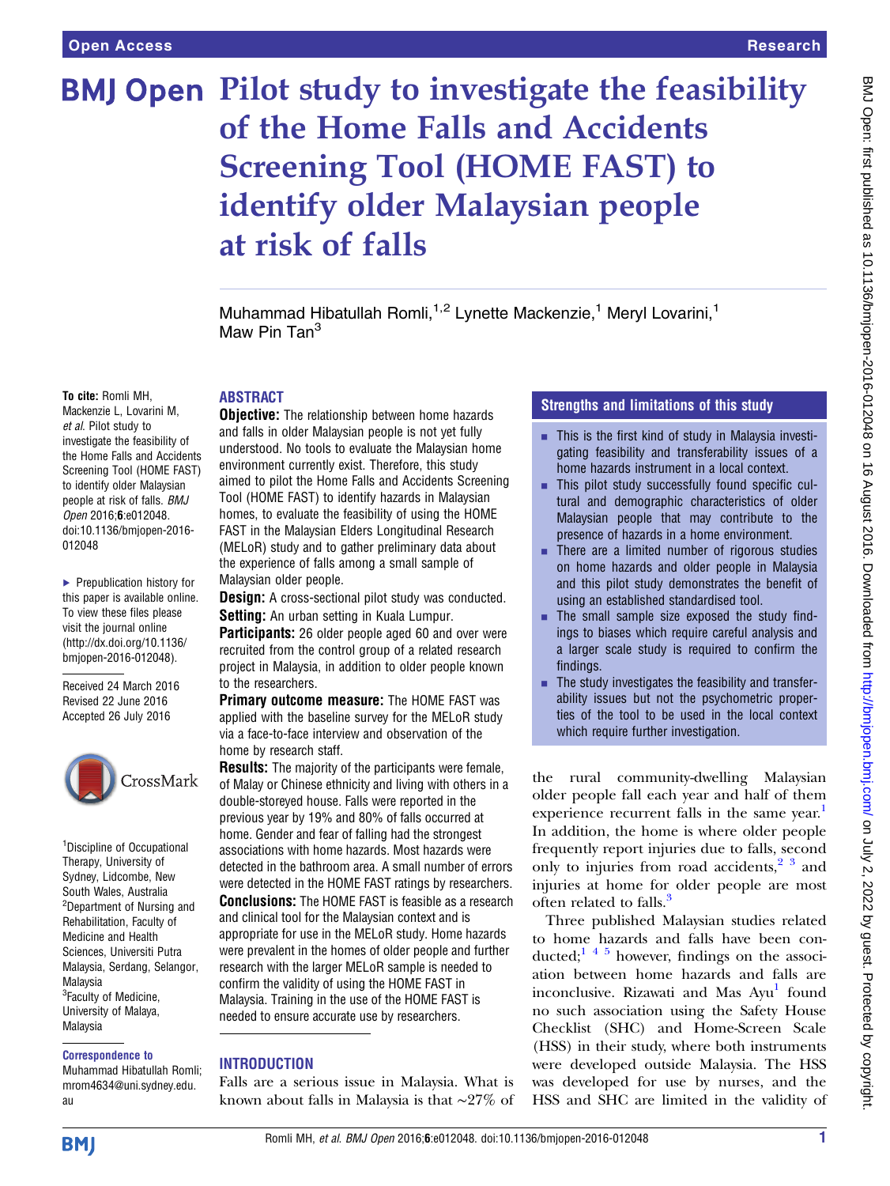# Pilot study to investigate the feasibility of the Home Falls and Accidents Screening Tool (HOME FAST) to identify older Malaysian people at risk of falls

Muhammad Hibatullah Romli,[1,2] Lynette Mackenzie,[1] Meryl Lovarini,[1] Maw Pin Tan[3]

**To cite:** Romli MH, Mackenzie L, Lovarini M, *et al*. Pilot study to investigate the feasibility of the Home Falls and Accidents Screening Tool (HOME FAST) to identify older Malaysian people at risk of falls. *BMJ Open* 2016;**6**:e012048. doi:10.1136/bmjopen-2016-012048

► Prepublication history for this paper is available online. To view these files please visit the journal online (http://dx.doi.org/10.1136/bmjopen-2016-012048).

Received 24 March 2016
Revised 22 June 2016
Accepted 26 July 2016

[1]Discipline of Occupational Therapy, University of Sydney, Lidcombe, New South Wales, Australia
[2]Department of Nursing and Rehabilitation, Faculty of Medicine and Health Sciences, Universiti Putra Malaysia, Serdang, Selangor, Malaysia
[3]Faculty of Medicine, University of Malaya, Malaysia

**Correspondence to**
Muhammad Hibatullah Romli; mrom4634@uni.sydney.edu.au

## ABSTRACT

**Objective:** The relationship between home hazards and falls in older Malaysian people is not yet fully understood. No tools to evaluate the Malaysian home environment currently exist. Therefore, this study aimed to pilot the Home Falls and Accidents Screening Tool (HOME FAST) to identify hazards in Malaysian homes, to evaluate the feasibility of using the HOME FAST in the Malaysian Elders Longitudinal Research (MELoR) study and to gather preliminary data about the experience of falls among a small sample of Malaysian older people.

**Design:** A cross-sectional pilot study was conducted.

**Setting:** An urban setting in Kuala Lumpur.

**Participants:** 26 older people aged 60 and over were recruited from the control group of a related research project in Malaysia, in addition to older people known to the researchers.

**Primary outcome measure:** The HOME FAST was applied with the baseline survey for the MELoR study via a face-to-face interview and observation of the home by research staff.

**Results:** The majority of the participants were female, of Malay or Chinese ethnicity and living with others in a double-storeyed house. Falls were reported in the previous year by 19% and 80% of falls occurred at home. Gender and fear of falling had the strongest associations with home hazards. Most hazards were detected in the bathroom area. A small number of errors were detected in the HOME FAST ratings by researchers.

**Conclusions:** The HOME FAST is feasible as a research and clinical tool for the Malaysian context and is appropriate for use in the MELoR study. Home hazards were prevalent in the homes of older people and further research with the larger MELoR sample is needed to confirm the validity of using the HOME FAST in Malaysia. Training in the use of the HOME FAST is needed to ensure accurate use by researchers.

## Strengths and limitations of this study

- This is the first kind of study in Malaysia investigating feasibility and transferability issues of a home hazards instrument in a local context.
- This pilot study successfully found specific cultural and demographic characteristics of older Malaysian people that may contribute to the presence of hazards in a home environment.
- There are a limited number of rigorous studies on home hazards and older people in Malaysia and this pilot study demonstrates the benefit of using an established standardised tool.
- The small sample size exposed the study findings to biases which require careful analysis and a larger scale study is required to confirm the findings.
- The study investigates the feasibility and transferability issues but not the psychometric properties of the tool to be used in the local context which require further investigation.

## INTRODUCTION

Falls are a serious issue in Malaysia. What is known about falls in Malaysia is that ∼27% of the rural community-dwelling Malaysian older people fall each year and half of them experience recurrent falls in the same year.[1] In addition, the home is where older people frequently report injuries due to falls, second only to injuries from road accidents,[2,3] and injuries at home for older people are most often related to falls.[3]

Three published Malaysian studies related to home hazards and falls have been conducted;[1,4,5] however, findings on the association between home hazards and falls are inconclusive. Rizawati and Mas Ayu[1] found no such association using the Safety House Checklist (SHC) and Home-Screen Scale (HSS) in their study, where both instruments were developed outside Malaysia. The HSS was developed for use by nurses, and the HSS and SHC are limited in the validity of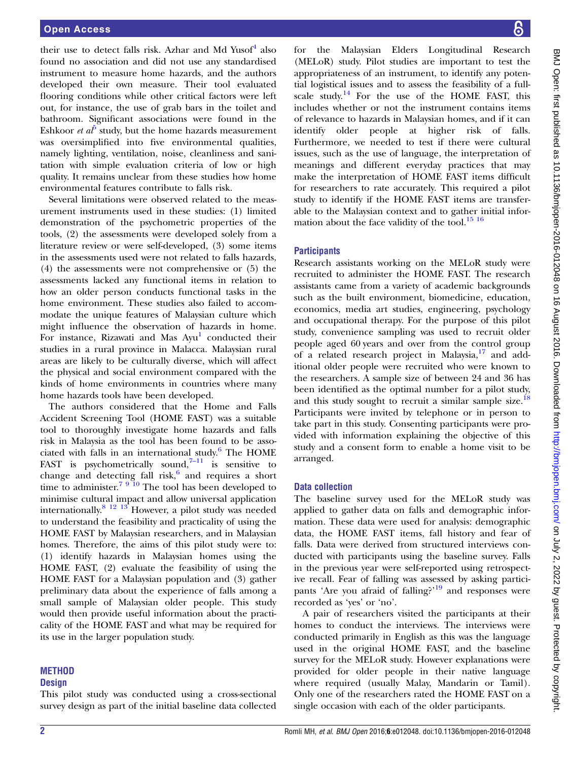their use to detect falls risk. Azhar and Md Yusof[4] also found no association and did not use any standardised instrument to measure home hazards, and the authors developed their own measure. Their tool evaluated flooring conditions while other critical factors were left out, for instance, the use of grab bars in the toilet and bathroom. Significant associations were found in the Eshkoor *et al*[5] study, but the home hazards measurement was oversimplified into five environmental qualities, namely lighting, ventilation, noise, cleanliness and sanitation with simple evaluation criteria of low or high quality. It remains unclear from these studies how home environmental features contribute to falls risk.

Several limitations were observed related to the measurement instruments used in these studies: (1) limited demonstration of the psychometric properties of the tools, (2) the assessments were developed solely from a literature review or were self-developed, (3) some items in the assessments used were not related to falls hazards, (4) the assessments were not comprehensive or (5) the assessments lacked any functional items in relation to how an older person conducts functional tasks in the home environment. These studies also failed to accommodate the unique features of Malaysian culture which might influence the observation of hazards in home. For instance, Rizawati and Mas Ayu[1] conducted their studies in a rural province in Malacca. Malaysian rural areas are likely to be culturally diverse, which will affect the physical and social environment compared with the kinds of home environments in countries where many home hazards tools have been developed.

The authors considered that the Home and Falls Accident Screening Tool (HOME FAST) was a suitable tool to thoroughly investigate home hazards and falls risk in Malaysia as the tool has been found to be associated with falls in an international study.[6] The HOME FAST is psychometrically sound,[7–11] is sensitive to change and detecting fall risk,[6] and requires a short time to administer.[7 9 10] The tool has been developed to minimise cultural impact and allow universal application internationally.[8 12 13] However, a pilot study was needed to understand the feasibility and practicality of using the HOME FAST by Malaysian researchers, and in Malaysian homes. Therefore, the aims of this pilot study were to: (1) identify hazards in Malaysian homes using the HOME FAST, (2) evaluate the feasibility of using the HOME FAST for a Malaysian population and (3) gather preliminary data about the experience of falls among a small sample of Malaysian older people. This study would then provide useful information about the practicality of the HOME FAST and what may be required for its use in the larger population study.

## METHOD

### Design

This pilot study was conducted using a cross-sectional survey design as part of the initial baseline data collected for the Malaysian Elders Longitudinal Research (MELoR) study. Pilot studies are important to test the appropriateness of an instrument, to identify any potential logistical issues and to assess the feasibility of a full-scale study.[14] For the use of the HOME FAST, this includes whether or not the instrument contains items of relevance to hazards in Malaysian homes, and if it can identify older people at higher risk of falls. Furthermore, we needed to test if there were cultural issues, such as the use of language, the interpretation of meanings and different everyday practices that may make the interpretation of HOME FAST items difficult for researchers to rate accurately. This required a pilot study to identify if the HOME FAST items are transferable to the Malaysian context and to gather initial information about the face validity of the tool.[15 16]

### Participants

Research assistants working on the MELoR study were recruited to administer the HOME FAST. The research assistants came from a variety of academic backgrounds such as the built environment, biomedicine, education, economics, media art studies, engineering, psychology and occupational therapy. For the purpose of this pilot study, convenience sampling was used to recruit older people aged 60 years and over from the control group of a related research project in Malaysia,[17] and additional older people were recruited who were known to the researchers. A sample size of between 24 and 36 has been identified as the optimal number for a pilot study, and this study sought to recruit a similar sample size.[18] Participants were invited by telephone or in person to take part in this study. Consenting participants were provided with information explaining the objective of this study and a consent form to enable a home visit to be arranged.

### Data collection

The baseline survey used for the MELoR study was applied to gather data on falls and demographic information. These data were used for analysis: demographic data, the HOME FAST items, fall history and fear of falls. Data were derived from structured interviews conducted with participants using the baseline survey. Falls in the previous year were self-reported using retrospective recall. Fear of falling was assessed by asking participants 'Are you afraid of falling?'[19] and responses were recorded as 'yes' or 'no'.

A pair of researchers visited the participants at their homes to conduct the interviews. The interviews were conducted primarily in English as this was the language used in the original HOME FAST, and the baseline survey for the MELoR study. However explanations were provided for older people in their native language where required (usually Malay, Mandarin or Tamil). Only one of the researchers rated the HOME FAST on a single occasion with each of the older participants.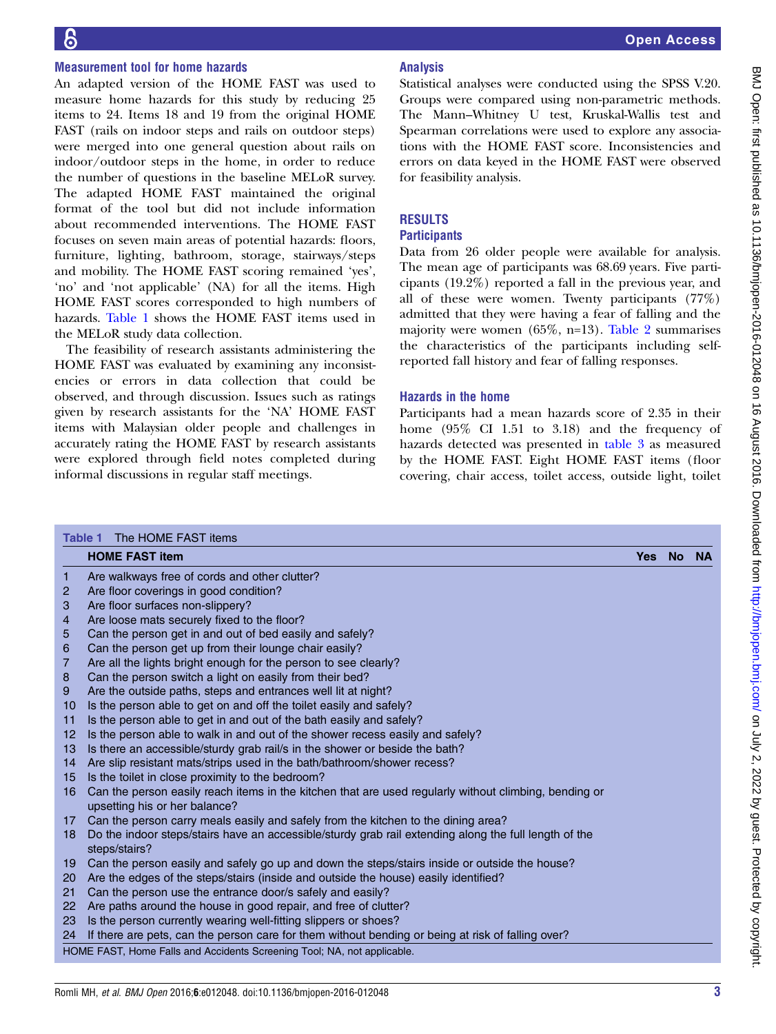### Measurement tool for home hazards

An adapted version of the HOME FAST was used to measure home hazards for this study by reducing 25 items to 24. Items 18 and 19 from the original HOME FAST (rails on indoor steps and rails on outdoor steps) were merged into one general question about rails on indoor/outdoor steps in the home, in order to reduce the number of questions in the baseline MELoR survey. The adapted HOME FAST maintained the original format of the tool but did not include information about recommended interventions. The HOME FAST focuses on seven main areas of potential hazards: floors, furniture, lighting, bathroom, storage, stairways/steps and mobility. The HOME FAST scoring remained 'yes', 'no' and 'not applicable' (NA) for all the items. High HOME FAST scores corresponded to high numbers of hazards. Table 1 shows the HOME FAST items used in the MELoR study data collection.

The feasibility of research assistants administering the HOME FAST was evaluated by examining any inconsistencies or errors in data collection that could be observed, and through discussion. Issues such as ratings given by research assistants for the 'NA' HOME FAST items with Malaysian older people and challenges in accurately rating the HOME FAST by research assistants were explored through field notes completed during informal discussions in regular staff meetings.

### Analysis

Statistical analyses were conducted using the SPSS V.20. Groups were compared using non-parametric methods. The Mann–Whitney U test, Kruskal-Wallis test and Spearman correlations were used to explore any associations with the HOME FAST score. Inconsistencies and errors on data keyed in the HOME FAST were observed for feasibility analysis.

## RESULTS

### Participants

Data from 26 older people were available for analysis. The mean age of participants was 68.69 years. Five participants (19.2%) reported a fall in the previous year, and all of these were women. Twenty participants (77%) admitted that they were having a fear of falling and the majority were women (65%, n=13). Table 2 summarises the characteristics of the participants including self-reported fall history and fear of falling responses.

### Hazards in the home

Participants had a mean hazards score of 2.35 in their home (95% CI 1.51 to 3.18) and the frequency of hazards detected was presented in table 3 as measured by the HOME FAST. Eight HOME FAST items (floor covering, chair access, toilet access, outside light, toilet

**Table 1** The HOME FAST items

| | HOME FAST item | Yes | No | NA |
|---|---|---|---|---|
| 1 | Are walkways free of cords and other clutter? | | | |
| 2 | Are floor coverings in good condition? | | | |
| 3 | Are floor surfaces non-slippery? | | | |
| 4 | Are loose mats securely fixed to the floor? | | | |
| 5 | Can the person get in and out of bed easily and safely? | | | |
| 6 | Can the person get up from their lounge chair easily? | | | |
| 7 | Are all the lights bright enough for the person to see clearly? | | | |
| 8 | Can the person switch a light on easily from their bed? | | | |
| 9 | Are the outside paths, steps and entrances well lit at night? | | | |
| 10 | Is the person able to get on and off the toilet easily and safely? | | | |
| 11 | Is the person able to get in and out of the bath easily and safely? | | | |
| 12 | Is the person able to walk in and out of the shower recess easily and safely? | | | |
| 13 | Is there an accessible/sturdy grab rail/s in the shower or beside the bath? | | | |
| 14 | Are slip resistant mats/strips used in the bath/bathroom/shower recess? | | | |
| 15 | Is the toilet in close proximity to the bedroom? | | | |
| 16 | Can the person easily reach items in the kitchen that are used regularly without climbing, bending or upsetting his or her balance? | | | |
| 17 | Can the person carry meals easily and safely from the kitchen to the dining area? | | | |
| 18 | Do the indoor steps/stairs have an accessible/sturdy grab rail extending along the full length of the steps/stairs? | | | |
| 19 | Can the person easily and safely go up and down the steps/stairs inside or outside the house? | | | |
| 20 | Are the edges of the steps/stairs (inside and outside the house) easily identified? | | | |
| 21 | Can the person use the entrance door/s safely and easily? | | | |
| 22 | Are paths around the house in good repair, and free of clutter? | | | |
| 23 | Is the person currently wearing well-fitting slippers or shoes? | | | |
| 24 | If there are pets, can the person care for them without bending or being at risk of falling over? | | | |

HOME FAST, Home Falls and Accidents Screening Tool; NA, not applicable.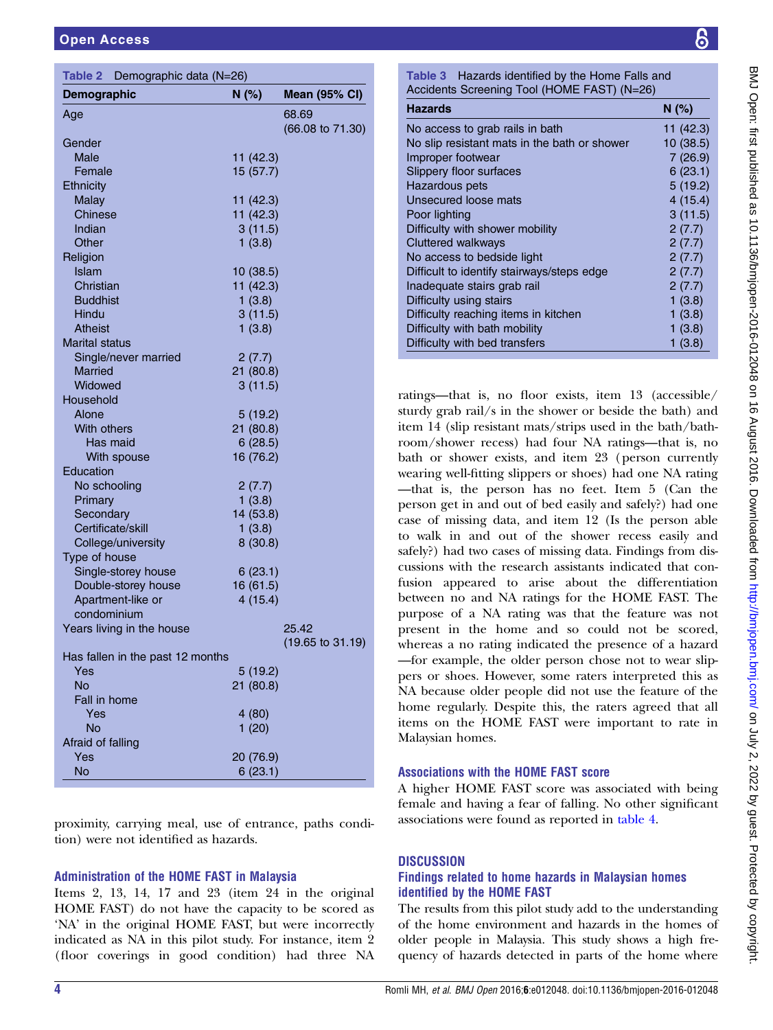**Table 2** Demographic data (N=26)

| Demographic | N (%) | Mean (95% CI) |
|---|---|---|
| Age | | 68.69 (66.08 to 71.30) |
| Gender | | |
| Male | 11 (42.3) | |
| Female | 15 (57.7) | |
| Ethnicity | | |
| Malay | 11 (42.3) | |
| Chinese | 11 (42.3) | |
| Indian | 3 (11.5) | |
| Other | 1 (3.8) | |
| Religion | | |
| Islam | 10 (38.5) | |
| Christian | 11 (42.3) | |
| Buddhist | 1 (3.8) | |
| Hindu | 3 (11.5) | |
| Atheist | 1 (3.8) | |
| Marital status | | |
| Single/never married | 2 (7.7) | |
| Married | 21 (80.8) | |
| Widowed | 3 (11.5) | |
| Household | | |
| Alone | 5 (19.2) | |
| With others | 21 (80.8) | |
| Has maid | 6 (28.5) | |
| With spouse | 16 (76.2) | |
| Education | | |
| No schooling | 2 (7.7) | |
| Primary | 1 (3.8) | |
| Secondary | 14 (53.8) | |
| Certificate/skill | 1 (3.8) | |
| College/university | 8 (30.8) | |
| Type of house | | |
| Single-storey house | 6 (23.1) | |
| Double-storey house | 16 (61.5) | |
| Apartment-like or condominium | 4 (15.4) | |
| Years living in the house | | 25.42 (19.65 to 31.19) |
| Has fallen in the past 12 months | | |
| Yes | 5 (19.2) | |
| No | 21 (80.8) | |
| Fall in home | | |
| Yes | 4 (80) | |
| No | 1 (20) | |
| Afraid of falling | | |
| Yes | 20 (76.9) | |
| No | 6 (23.1) | |

proximity, carrying meal, use of entrance, paths condition) were not identified as hazards.

### Administration of the HOME FAST in Malaysia

Items 2, 13, 14, 17 and 23 (item 24 in the original HOME FAST) do not have the capacity to be scored as 'NA' in the original HOME FAST, but were incorrectly indicated as NA in this pilot study. For instance, item 2 (floor coverings in good condition) had three NA ratings—that is, no floor exists, item 13 (accessible/sturdy grab rail/s in the shower or beside the bath) and item 14 (slip resistant mats/strips used in the bath/bathroom/shower recess) had four NA ratings—that is, no bath or shower exists, and item 23 (person currently wearing well-fitting slippers or shoes) had one NA rating—that is, the person has no feet. Item 5 (Can the person get in and out of bed easily and safely?) had one case of missing data, and item 12 (Is the person able to walk in and out of the shower recess easily and safely?) had two cases of missing data. Findings from discussions with the research assistants indicated that confusion appeared to arise about the differentiation between no and NA ratings for the HOME FAST. The purpose of a NA rating was that the feature was not present in the home and so could not be scored, whereas a no rating indicated the presence of a hazard—for example, the older person chose not to wear slippers or shoes. However, some raters interpreted this as NA because older people did not use the feature of the home regularly. Despite this, the raters agreed that all items on the HOME FAST were important to rate in Malaysian homes.

**Table 3** Hazards identified by the Home Falls and Accidents Screening Tool (HOME FAST) (N=26)

| Hazards | N (%) |
|---|---|
| No access to grab rails in bath | 11 (42.3) |
| No slip resistant mats in the bath or shower | 10 (38.5) |
| Improper footwear | 7 (26.9) |
| Slippery floor surfaces | 6 (23.1) |
| Hazardous pets | 5 (19.2) |
| Unsecured loose mats | 4 (15.4) |
| Poor lighting | 3 (11.5) |
| Difficulty with shower mobility | 2 (7.7) |
| Cluttered walkways | 2 (7.7) |
| No access to bedside light | 2 (7.7) |
| Difficult to identify stairways/steps edge | 2 (7.7) |
| Inadequate stairs grab rail | 2 (7.7) |
| Difficulty using stairs | 1 (3.8) |
| Difficulty reaching items in kitchen | 1 (3.8) |
| Difficulty with bath mobility | 1 (3.8) |
| Difficulty with bed transfers | 1 (3.8) |

### Associations with the HOME FAST score

A higher HOME FAST score was associated with being female and having a fear of falling. No other significant associations were found as reported in table 4.

## DISCUSSION

### Findings related to home hazards in Malaysian homes identified by the HOME FAST

The results from this pilot study add to the understanding of the home environment and hazards in the homes of older people in Malaysia. This study shows a high frequency of hazards detected in parts of the home where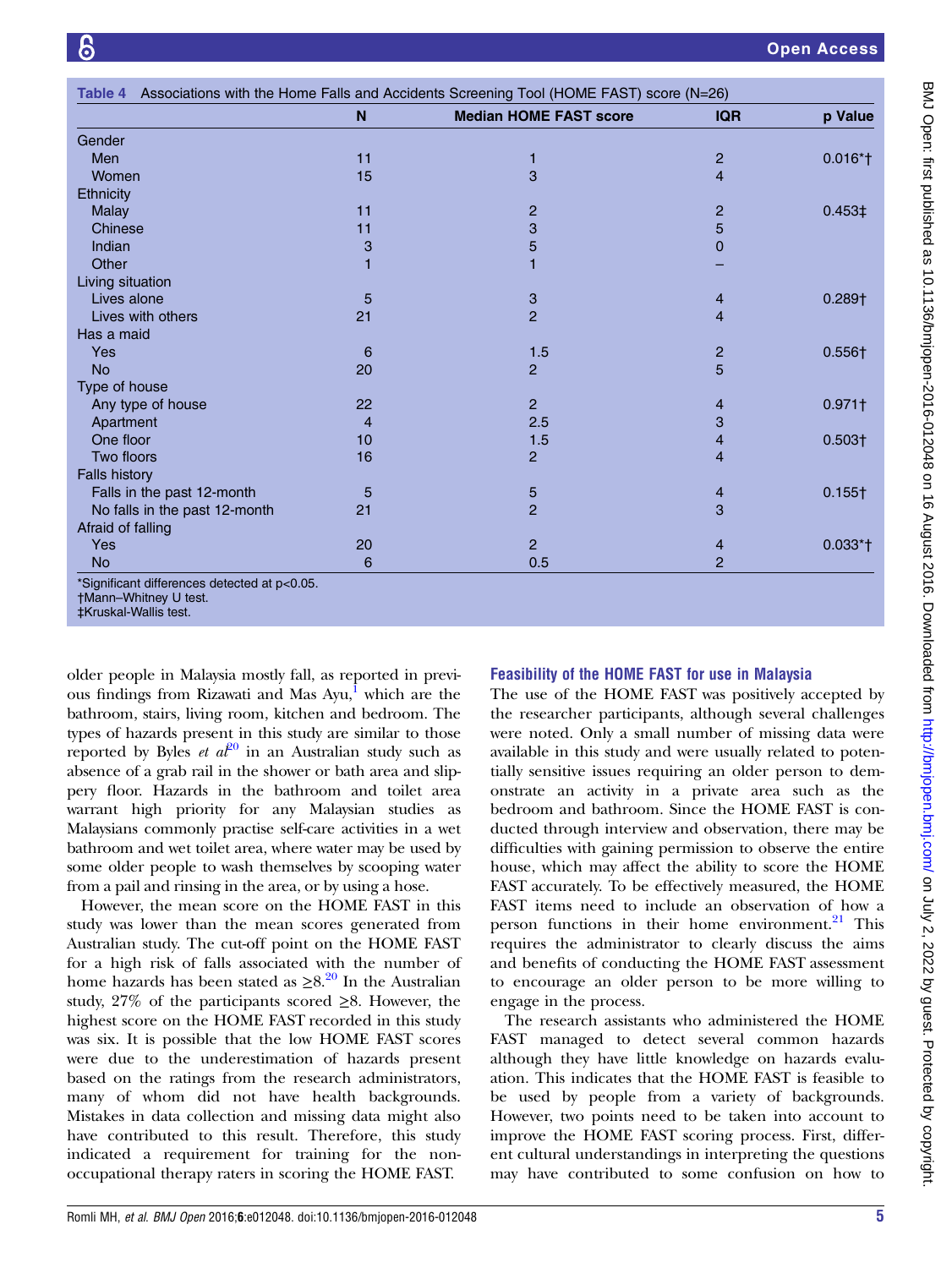Table 4 Associations with the Home Falls and Accidents Screening Tool (HOME FAST) score (N=26)

| | N | Median HOME FAST score | IQR | p Value |
|---|---|---|---|---|
| Gender | | | | |
| Men | 11 | 1 | 2 | 0.016*† |
| Women | 15 | 3 | 4 | |
| Ethnicity | | | | |
| Malay | 11 | 2 | 2 | 0.453‡ |
| Chinese | 11 | 3 | 5 | |
| Indian | 3 | 5 | 0 | |
| Other | 1 | 1 | – | |
| Living situation | | | | |
| Lives alone | 5 | 3 | 4 | 0.289† |
| Lives with others | 21 | 2 | 4 | |
| Has a maid | | | | |
| Yes | 6 | 1.5 | 2 | 0.556† |
| No | 20 | 2 | 5 | |
| Type of house | | | | |
| Any type of house | 22 | 2 | 4 | 0.971† |
| Apartment | 4 | 2.5 | 3 | |
| One floor | 10 | 1.5 | 4 | 0.503† |
| Two floors | 16 | 2 | 4 | |
| Falls history | | | | |
| Falls in the past 12-month | 5 | 5 | 4 | 0.155† |
| No falls in the past 12-month | 21 | 2 | 3 | |
| Afraid of falling | | | | |
| Yes | 20 | 2 | 4 | 0.033*† |
| No | 6 | 0.5 | 2 | |

*Significant differences detected at p<0.05.
†Mann–Whitney U test.
‡Kruskal-Wallis test.

older people in Malaysia mostly fall, as reported in previous findings from Rizawati and Mas Ayu,[1] which are the bathroom, stairs, living room, kitchen and bedroom. The types of hazards present in this study are similar to those reported by Byles *et al*[20] in an Australian study such as absence of a grab rail in the shower or bath area and slippery floor. Hazards in the bathroom and toilet area warrant high priority for any Malaysian studies as Malaysians commonly practise self-care activities in a wet bathroom and wet toilet area, where water may be used by some older people to wash themselves by scooping water from a pail and rinsing in the area, or by using a hose.

However, the mean score on the HOME FAST in this study was lower than the mean scores generated from Australian study. The cut-off point on the HOME FAST for a high risk of falls associated with the number of home hazards has been stated as ≥8.[20] In the Australian study, 27% of the participants scored ≥8. However, the highest score on the HOME FAST recorded in this study was six. It is possible that the low HOME FAST scores were due to the underestimation of hazards present based on the ratings from the research administrators, many of whom did not have health backgrounds. Mistakes in data collection and missing data might also have contributed to this result. Therefore, this study indicated a requirement for training for the non-occupational therapy raters in scoring the HOME FAST.

## Feasibility of the HOME FAST for use in Malaysia

The use of the HOME FAST was positively accepted by the researcher participants, although several challenges were noted. Only a small number of missing data were available in this study and were usually related to potentially sensitive issues requiring an older person to demonstrate an activity in a private area such as the bedroom and bathroom. Since the HOME FAST is conducted through interview and observation, there may be difficulties with gaining permission to observe the entire house, which may affect the ability to score the HOME FAST accurately. To be effectively measured, the HOME FAST items need to include an observation of how a person functions in their home environment.[21] This requires the administrator to clearly discuss the aims and benefits of conducting the HOME FAST assessment to encourage an older person to be more willing to engage in the process.

The research assistants who administered the HOME FAST managed to detect several common hazards although they have little knowledge on hazards evaluation. This indicates that the HOME FAST is feasible to be used by people from a variety of backgrounds. However, two points need to be taken into account to improve the HOME FAST scoring process. First, different cultural understandings in interpreting the questions may have contributed to some confusion on how to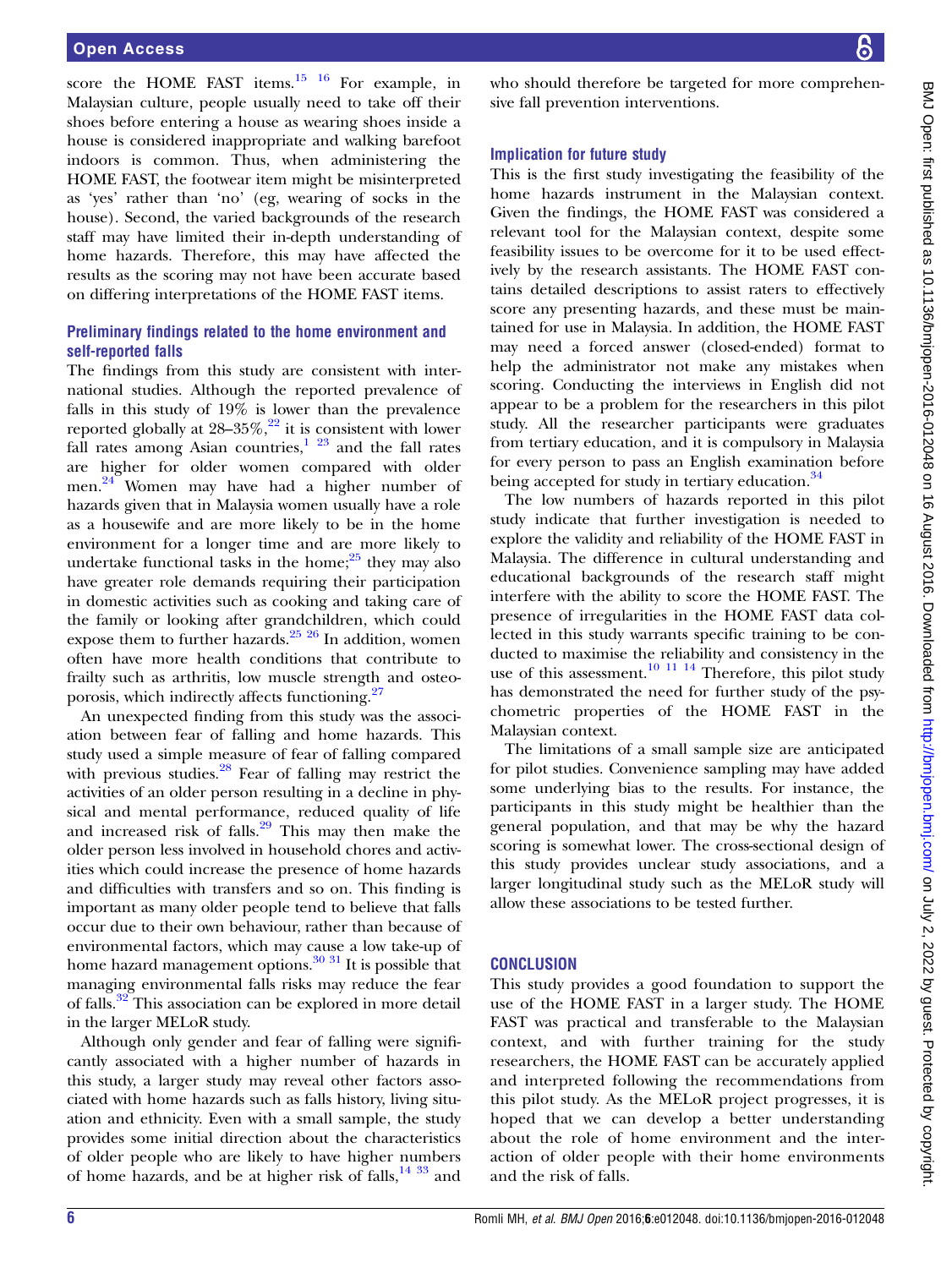score the HOME FAST items.[15 16] For example, in Malaysian culture, people usually need to take off their shoes before entering a house as wearing shoes inside a house is considered inappropriate and walking barefoot indoors is common. Thus, when administering the HOME FAST, the footwear item might be misinterpreted as 'yes' rather than 'no' (eg, wearing of socks in the house). Second, the varied backgrounds of the research staff may have limited their in-depth understanding of home hazards. Therefore, this may have affected the results as the scoring may not have been accurate based on differing interpretations of the HOME FAST items.

### Preliminary findings related to the home environment and self-reported falls

The findings from this study are consistent with international studies. Although the reported prevalence of falls in this study of 19% is lower than the prevalence reported globally at 28–35%,[22] it is consistent with lower fall rates among Asian countries,[1 23] and the fall rates are higher for older women compared with older men.[24] Women may have had a higher number of hazards given that in Malaysia women usually have a role as a housewife and are more likely to be in the home environment for a longer time and are more likely to undertake functional tasks in the home;[25] they may also have greater role demands requiring their participation in domestic activities such as cooking and taking care of the family or looking after grandchildren, which could expose them to further hazards.[25 26] In addition, women often have more health conditions that contribute to frailty such as arthritis, low muscle strength and osteoporosis, which indirectly affects functioning.[27]

An unexpected finding from this study was the association between fear of falling and home hazards. This study used a simple measure of fear of falling compared with previous studies.[28] Fear of falling may restrict the activities of an older person resulting in a decline in physical and mental performance, reduced quality of life and increased risk of falls.[29] This may then make the older person less involved in household chores and activities which could increase the presence of home hazards and difficulties with transfers and so on. This finding is important as many older people tend to believe that falls occur due to their own behaviour, rather than because of environmental factors, which may cause a low take-up of home hazard management options.[30 31] It is possible that managing environmental falls risks may reduce the fear of falls.[32] This association can be explored in more detail in the larger MELoR study.

Although only gender and fear of falling were significantly associated with a higher number of hazards in this study, a larger study may reveal other factors associated with home hazards such as falls history, living situation and ethnicity. Even with a small sample, the study provides some initial direction about the characteristics of older people who are likely to have higher numbers of home hazards, and be at higher risk of falls,[14 33] and who should therefore be targeted for more comprehensive fall prevention interventions.

### Implication for future study

This is the first study investigating the feasibility of the home hazards instrument in the Malaysian context. Given the findings, the HOME FAST was considered a relevant tool for the Malaysian context, despite some feasibility issues to be overcome for it to be used effectively by the research assistants. The HOME FAST contains detailed descriptions to assist raters to effectively score any presenting hazards, and these must be maintained for use in Malaysia. In addition, the HOME FAST may need a forced answer (closed-ended) format to help the administrator not make any mistakes when scoring. Conducting the interviews in English did not appear to be a problem for the researchers in this pilot study. All the researcher participants were graduates from tertiary education, and it is compulsory in Malaysia for every person to pass an English examination before being accepted for study in tertiary education.[34]

The low numbers of hazards reported in this pilot study indicate that further investigation is needed to explore the validity and reliability of the HOME FAST in Malaysia. The difference in cultural understanding and educational backgrounds of the research staff might interfere with the ability to score the HOME FAST. The presence of irregularities in the HOME FAST data collected in this study warrants specific training to be conducted to maximise the reliability and consistency in the use of this assessment.[10 11 14] Therefore, this pilot study has demonstrated the need for further study of the psychometric properties of the HOME FAST in the Malaysian context.

The limitations of a small sample size are anticipated for pilot studies. Convenience sampling may have added some underlying bias to the results. For instance, the participants in this study might be healthier than the general population, and that may be why the hazard scoring is somewhat lower. The cross-sectional design of this study provides unclear study associations, and a larger longitudinal study such as the MELoR study will allow these associations to be tested further.

## CONCLUSION

This study provides a good foundation to support the use of the HOME FAST in a larger study. The HOME FAST was practical and transferable to the Malaysian context, and with further training for the study researchers, the HOME FAST can be accurately applied and interpreted following the recommendations from this pilot study. As the MELoR project progresses, it is hoped that we can develop a better understanding about the role of home environment and the interaction of older people with their home environments and the risk of falls.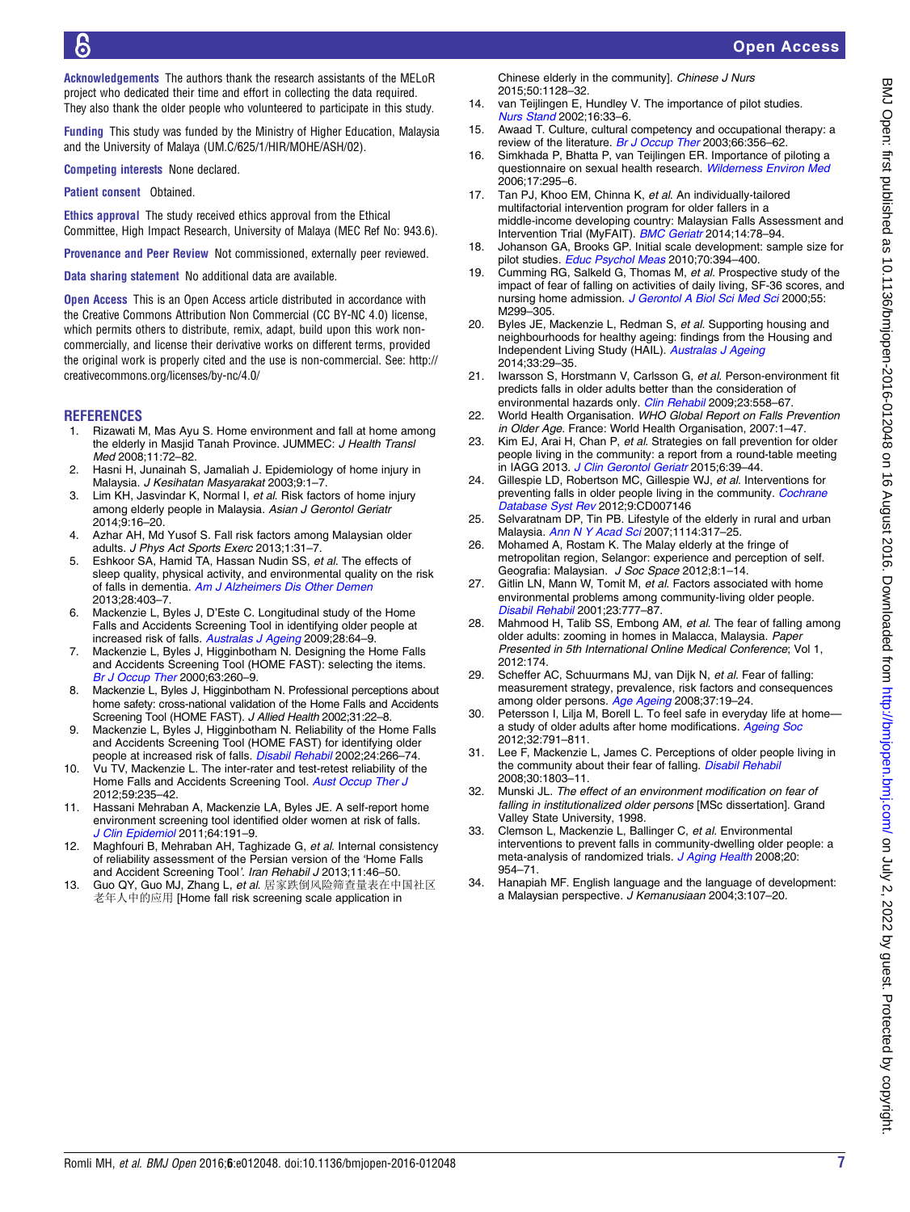**Acknowledgements** The authors thank the research assistants of the MELoR project who dedicated their time and effort in collecting the data required. They also thank the older people who volunteered to participate in this study.

**Funding** This study was funded by the Ministry of Higher Education, Malaysia and the University of Malaya (UM.C/625/1/HIR/MOHE/ASH/02).

**Competing interests** None declared.

**Patient consent** Obtained.

**Ethics approval** The study received ethics approval from the Ethical Committee, High Impact Research, University of Malaya (MEC Ref No: 943.6).

**Provenance and Peer Review** Not commissioned, externally peer reviewed.

**Data sharing statement** No additional data are available.

**Open Access** This is an Open Access article distributed in accordance with the Creative Commons Attribution Non Commercial (CC BY-NC 4.0) license, which permits others to distribute, remix, adapt, build upon this work non-commercially, and license their derivative works on different terms, provided the original work is properly cited and the use is non-commercial. See: http://creativecommons.org/licenses/by-nc/4.0/

## REFERENCES

1. Rizawati M, Mas Ayu S. Home environment and fall at home among the elderly in Masjid Tanah Province. JUMMEC: *J Health Transl Med* 2008;11:72–82.
2. Hasni H, Junainah S, Jamaliah J. Epidemiology of home injury in Malaysia. *J Kesihatan Masyarakat* 2003;9:1–7.
3. Lim KH, Jasvindar K, Normal I, *et al*. Risk factors of home injury among elderly people in Malaysia. *Asian J Gerontol Geriatr* 2014;9:16–20.
4. Azhar AH, Md Yusof S. Fall risk factors among Malaysian older adults. *J Phys Act Sports Exerc* 2013;1:31–7.
5. Eshkoor SA, Hamid TA, Hassan Nudin SS, *et al*. The effects of sleep quality, physical activity, and environmental quality on the risk of falls in dementia. *Am J Alzheimers Dis Other Demen* 2013;28:403–7.
6. Mackenzie L, Byles J, D'Este C. Longitudinal study of the Home Falls and Accidents Screening Tool in identifying older people at increased risk of falls. *Australas J Ageing* 2009;28:64–9.
7. Mackenzie L, Byles J, Higginbotham N. Designing the Home Falls and Accidents Screening Tool (HOME FAST): selecting the items. *Br J Occup Ther* 2000;63:260–9.
8. Mackenzie L, Byles J, Higginbotham N. Professional perceptions about home safety: cross-national validation of the Home Falls and Accidents Screening Tool (HOME FAST). *J Allied Health* 2002;31:22–8.
9. Mackenzie L, Byles J, Higginbotham N. Reliability of the Home Falls and Accidents Screening Tool (HOME FAST) for identifying older people at increased risk of falls. *Disabil Rehabil* 2002;24:266–74.
10. Vu TV, Mackenzie L. The inter-rater and test-retest reliability of the Home Falls and Accidents Screening Tool. *Aust Occup Ther J* 2012;59:235–42.
11. Hassani Mehraban A, Mackenzie LA, Byles JE. A self-report home environment screening tool identified older women at risk of falls. *J Clin Epidemiol* 2011;64:191–9.
12. Maghfouri B, Mehraban AH, Taghizade G, *et al*. Internal consistency of reliability assessment of the Persian version of the 'Home Falls and Accident Screening Tool'. *Iran Rehabil J* 2013;11:46–50.
13. Guo QY, Guo MJ, Zhang L, *et al*. 居家跌倒风险筛查量表在中国社区老年人中的应用 [Home fall risk screening scale application in Chinese elderly in the community]. *Chinese J Nurs* 2015;50:1128–32.
14. van Teijlingen E, Hundley V. The importance of pilot studies. *Nurs Stand* 2002;16:33–6.
15. Awaad T. Culture, cultural competency and occupational therapy: a review of the literature. *Br J Occup Ther* 2003;66:356–62.
16. Simkhada P, Bhatta P, van Teijlingen ER. Importance of piloting a questionnaire on sexual health research. *Wilderness Environ Med* 2006;17:295–6.
17. Tan PJ, Khoo EM, Chinna K, *et al*. An individually-tailored multifactorial intervention program for older fallers in a middle-income developing country: Malaysian Falls Assessment and Intervention Trial (MyFAIT). *BMC Geriatr* 2014;14:78–94.
18. Johanson GA, Brooks GP. Initial scale development: sample size for pilot studies. *Educ Psychol Meas* 2010;70:394–400.
19. Cumming RG, Salkeld G, Thomas M, *et al*. Prospective study of the impact of fear of falling on activities of daily living, SF-36 scores, and nursing home admission. *J Gerontol A Biol Sci Med Sci* 2000;55:M299–305.
20. Byles JE, Mackenzie L, Redman S, *et al*. Supporting housing and neighbourhoods for healthy ageing: findings from the Housing and Independent Living Study (HAIL). *Australas J Ageing* 2014;33:29–35.
21. Iwarsson S, Horstmann V, Carlsson G, *et al*. Person-environment fit predicts falls in older adults better than the consideration of environmental hazards only. *Clin Rehabil* 2009;23:558–67.
22. World Health Organisation. *WHO Global Report on Falls Prevention in Older Age*. France: World Health Organisation, 2007:1–47.
23. Kim EJ, Arai H, Chan P, *et al*. Strategies on fall prevention for older people living in the community: a report from a round-table meeting in IAGG 2013. *J Clin Gerontol Geriatr* 2015;6:39–44.
24. Gillespie LD, Robertson MC, Gillespie WJ, *et al*. Interventions for preventing falls in older people living in the community. *Cochrane Database Syst Rev* 2012;9:CD007146
25. Selvaratnam DP, Tin PB. Lifestyle of the elderly in rural and urban Malaysia. *Ann N Y Acad Sci* 2007;1114:317–25.
26. Mohamed A, Rostam K. The Malay elderly at the fringe of metropolitan region, Selangor: experience and perception of self. Geografia: Malaysian. *J Soc Space* 2012;8:1–14.
27. Gitlin LN, Mann W, Tomit M, *et al*. Factors associated with home environmental problems among community-living older people. *Disabil Rehabil* 2001;23:777–87.
28. Mahmood H, Talib SS, Embong AM, *et al*. The fear of falling among older adults: zooming in homes in Malacca, Malaysia. *Paper Presented in 5th International Online Medical Conference*; Vol 1, 2012:174.
29. Scheffer AC, Schuurmans MJ, van Dijk N, *et al*. Fear of falling: measurement strategy, prevalence, risk factors and consequences among older persons. *Age Ageing* 2008;37:19–24.
30. Petersson I, Lilja M, Borell L. To feel safe in everyday life at home—a study of older adults after home modifications. *Ageing Soc* 2012;32:791–811.
31. Lee F, Mackenzie L, James C. Perceptions of older people living in the community about their fear of falling. *Disabil Rehabil* 2008;30:1803–11.
32. Munski JL. *The effect of an environment modification on fear of falling in institutionalized older persons* [MSc dissertation]. Grand Valley State University, 1998.
33. Clemson L, Mackenzie L, Ballinger C, *et al*. Environmental interventions to prevent falls in community-dwelling older people: a meta-analysis of randomized trials. *J Aging Health* 2008;20:954–71.
34. Hanapiah MF. English language and the language of development: a Malaysian perspective. *J Kemanusiaan* 2004;3:107–20.